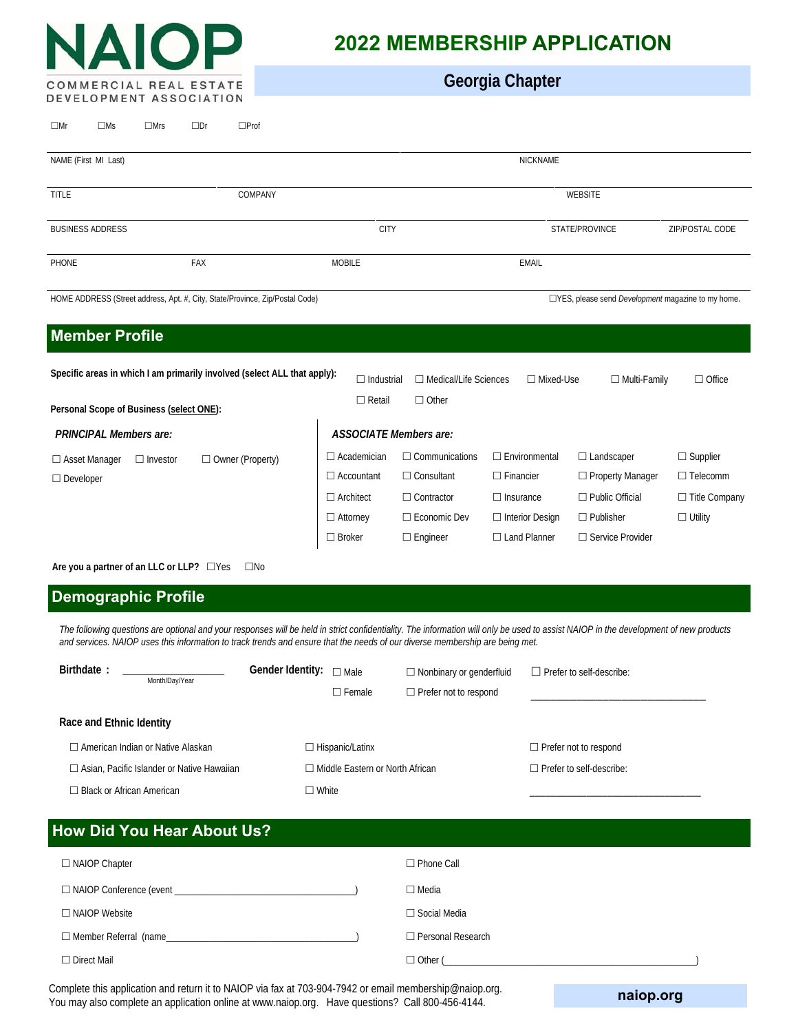NAIOP
COMMERCIAL REAL ESTATE DEVELOPMENT ASSOCIATION

# 2022 MEMBERSHIP APPLICATION

## Georgia Chapter

☐Mr ☐Ms ☐Mrs ☐Dr ☐Prof

NAME (First MI Last) NICKNAME

TITLE COMPANY WEBSITE

BUSINESS ADDRESS CITY STATE/PROVINCE ZIP/POSTAL CODE

PHONE FAX MOBILE EMAIL

HOME ADDRESS (Street address, Apt. #, City, State/Province, Zip/Postal Code) ☐YES, please send *Development* magazine to my home.

## Member Profile

**Specific areas in which I am primarily involved (select ALL that apply):** ☐ Industrial ☐ Medical/Life Sciences ☐ Mixed-Use ☐ Multi-Family ☐ Office ☐ Retail ☐ Other

**Personal Scope of Business (select ONE):**

***PRINCIPAL Members are:***

☐ Asset Manager ☐ Investor ☐ Owner (Property) ☐ Developer

***ASSOCIATE Members are:***

| | | | | |
|---|---|---|---|---|
| ☐ Academician | ☐ Communications | ☐ Environmental | ☐ Landscaper | ☐ Supplier |
| ☐ Accountant | ☐ Consultant | ☐ Financier | ☐ Property Manager | ☐ Telecomm |
| ☐ Architect | ☐ Contractor | ☐ Insurance | ☐ Public Official | ☐ Title Company |
| ☐ Attorney | ☐ Economic Dev | ☐ Interior Design | ☐ Publisher | ☐ Utility |
| ☐ Broker | ☐ Engineer | ☐ Land Planner | ☐ Service Provider | |

**Are you a partner of an LLC or LLP?** ☐Yes ☐No

## Demographic Profile

*The following questions are optional and your responses will be held in strict confidentiality. The information will only be used to assist NAIOP in the development of new products and services. NAIOP uses this information to track trends and ensure that the needs of our diverse membership are being met.*

**Birthdate :** ____________________ (Month/Day/Year)

**Gender Identity:** ☐ Male ☐ Female ☐ Nonbinary or genderfluid ☐ Prefer not to respond ☐ Prefer to self-describe: ________________________________

**Race and Ethnic Identity**

☐ American Indian or Native Alaskan
☐ Asian, Pacific Islander or Native Hawaiian
☐ Black or African American
☐ Hispanic/Latinx
☐ Middle Eastern or North African
☐ White
☐ Prefer not to respond
☐ Prefer to self-describe: ________________________________

## How Did You Hear About Us?

☐ NAIOP Chapter
☐ NAIOP Conference (event ________________________________)
☐ NAIOP Website
☐ Member Referral (name________________________________)
☐ Direct Mail
☐ Phone Call
☐ Media
☐ Social Media
☐ Personal Research
☐ Other (________________________________________________)

Complete this application and return it to NAIOP via fax at 703-904-7942 or email membership@naiop.org. You may also complete an application online at www.naiop.org. Have questions? Call 800-456-4144.

**naiop.org**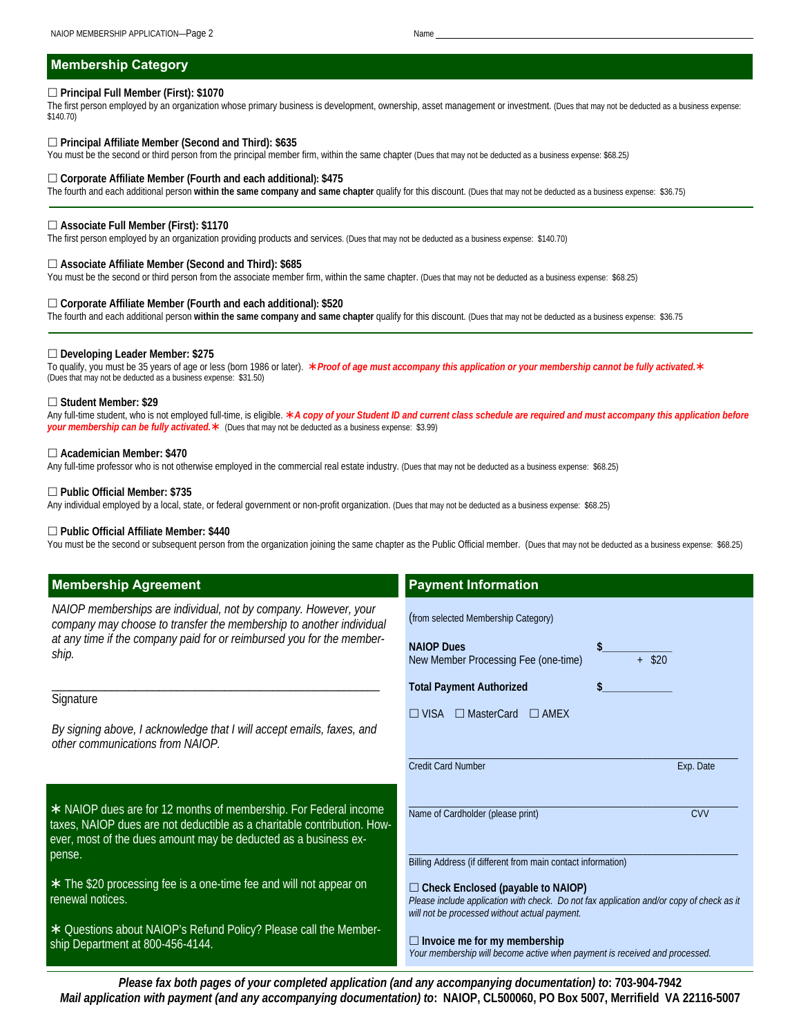Name ___

## Membership Category

☐ **Principal Full Member (First): $1070**
The first person employed by an organization whose primary business is development, ownership, asset management or investment. (Dues that may not be deducted as a business expense: $140.70)

☐ **Principal Affiliate Member (Second and Third): $635**
You must be the second or third person from the principal member firm, within the same chapter (Dues that may not be deducted as a business expense: $68.25)

☐ **Corporate Affiliate Member (Fourth and each additional): $475**
The fourth and each additional person **within the same company and same chapter** qualify for this discount. (Dues that may not be deducted as a business expense: $36.75)

---

☐ **Associate Full Member (First): $1170**
The first person employed by an organization providing products and services. (Dues that may not be deducted as a business expense: $140.70)

☐ **Associate Affiliate Member (Second and Third): $685**
You must be the second or third person from the associate member firm, within the same chapter. (Dues that may not be deducted as a business expense: $68.25)

☐ **Corporate Affiliate Member (Fourth and each additional): $520**
The fourth and each additional person **within the same company and same chapter** qualify for this discount. (Dues that may not be deducted as a business expense: $36.75

---

☐ **Developing Leader Member: $275**
To qualify, you must be 35 years of age or less (born 1986 or later). ***∗Proof of age must accompany this application or your membership cannot be fully activated.∗***
(Dues that may not be deducted as a business expense: $31.50)

☐ **Student Member: $29**
Any full-time student, who is not employed full-time, is eligible. ***∗A copy of your Student ID and current class schedule are required and must accompany this application before your membership can be fully activated.∗*** (Dues that may not be deducted as a business expense: $3.99)

☐ **Academician Member: $470**
Any full-time professor who is not otherwise employed in the commercial real estate industry. (Dues that may not be deducted as a business expense: $68.25)

☐ **Public Official Member: $735**
Any individual employed by a local, state, or federal government or non-profit organization. (Dues that may not be deducted as a business expense: $68.25)

☐ **Public Official Affiliate Member: $440**
You must be the second or subsequent person from the organization joining the same chapter as the Public Official member. (Dues that may not be deducted as a business expense: $68.25)

## Membership Agreement

*NAIOP memberships are individual, not by company. However, your company may choose to transfer the membership to another individual at any time if the company paid for or reimbursed you for the membership.*

___
Signature

*By signing above, I acknowledge that I will accept emails, faxes, and other communications from NAIOP.*

∗ NAIOP dues are for 12 months of membership. For Federal income taxes, NAIOP dues are not deductible as a charitable contribution. However, most of the dues amount may be deducted as a business expense.

∗ The $20 processing fee is a one-time fee and will not appear on renewal notices.

∗ Questions about NAIOP's Refund Policy? Please call the Membership Department at 800-456-4144.

## Payment Information

(from selected Membership Category)

**NAIOP Dues** **$**___
New Member Processing Fee (one-time) + $20

**Total Payment Authorized** **$**___

☐ VISA ☐ MasterCard ☐ AMEX

___
Credit Card Number Exp. Date

___
Name of Cardholder (please print) CVV

___
Billing Address (if different from main contact information)

☐ **Check Enclosed (payable to NAIOP)**
*Please include application with check. Do not fax application and/or copy of check as it will not be processed without actual payment.*

☐ **Invoice me for my membership**
*Your membership will become active when payment is received and processed.*

---

***Please fax both pages of your completed application (and any accompanying documentation) to*: 703-904-7942**
***Mail application with payment (and any accompanying documentation) to*: NAIOP, CL500060, PO Box 5007, Merrifield VA 22116-5007**